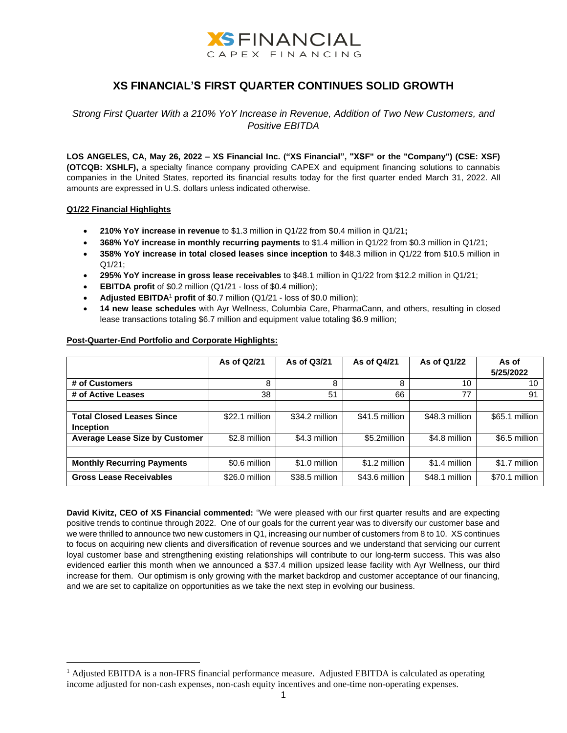# XS FINANCIAL'S FIRST QUARTER CONTINUES SOLID GROWTH

*Strong First Quarter With a 210% YoY Increase in Revenue, Addition of Two New Customers, and Positive EBITDA*

**LOS ANGELES, CA, May 26, 2022 – XS Financial Inc. ("XS Financial", "XSF" or the "Company") (CSE: XSF) (OTCQB: XSHLF),** a specialty finance company providing CAPEX and equipment financing solutions to cannabis companies in the United States, reported its financial results today for the first quarter ended March 31, 2022. All amounts are expressed in U.S. dollars unless indicated otherwise.

## Q1/22 Financial Highlights

- **210% YoY increase in revenue** to $1.3 million in Q1/22 from $0.4 million in Q1/21**;**
- **368% YoY increase in monthly recurring payments** to $1.4 million in Q1/22 from $0.3 million in Q1/21;
- **358% YoY increase in total closed leases since inception** to $48.3 million in Q1/22 from $10.5 million in Q1/21;
- **295% YoY increase in gross lease receivables** to $48.1 million in Q1/22 from $12.2 million in Q1/21;
- **EBITDA profit** of $0.2 million (Q1/21 - loss of $0.4 million);
- **Adjusted EBITDA**[1] **profit** of $0.7 million (Q1/21 - loss of $0.0 million);
- **14 new lease schedules** with Ayr Wellness, Columbia Care, PharmaCann, and others, resulting in closed lease transactions totaling $6.7 million and equipment value totaling $6.9 million;

## Post-Quarter-End Portfolio and Corporate Highlights:

| | As of Q2/21 | As of Q3/21 | As of Q4/21 | As of Q1/22 | As of 5/25/2022 |
|---|---|---|---|---|---|
| **# of Customers** | 8 | 8 | 8 | 10 | 10 |
| **# of Active Leases** | 38 | 51 | 66 | 77 | 91 |
| | | | | | |
| **Total Closed Leases Since Inception** | $22.1 million | $34.2 million | $41.5 million | $48.3 million | $65.1 million |
| **Average Lease Size by Customer** | $2.8 million | $4.3 million | $5.2million | $4.8 million | $6.5 million |
| | | | | | |
| **Monthly Recurring Payments** | $0.6 million | $1.0 million | $1.2 million | $1.4 million | $1.7 million |
| **Gross Lease Receivables** | $26.0 million | $38.5 million | $43.6 million | $48.1 million | $70.1 million |

**David Kivitz, CEO of XS Financial commented:** "We were pleased with our first quarter results and are expecting positive trends to continue through 2022. One of our goals for the current year was to diversify our customer base and we were thrilled to announce two new customers in Q1, increasing our number of customers from 8 to 10. XS continues to focus on acquiring new clients and diversification of revenue sources and we understand that servicing our current loyal customer base and strengthening existing relationships will contribute to our long-term success. This was also evidenced earlier this month when we announced a $37.4 million upsized lease facility with Ayr Wellness, our third increase for them. Our optimism is only growing with the market backdrop and customer acceptance of our financing, and we are set to capitalize on opportunities as we take the next step in evolving our business.

[1] Adjusted EBITDA is a non-IFRS financial performance measure. Adjusted EBITDA is calculated as operating income adjusted for non-cash expenses, non-cash equity incentives and one-time non-operating expenses.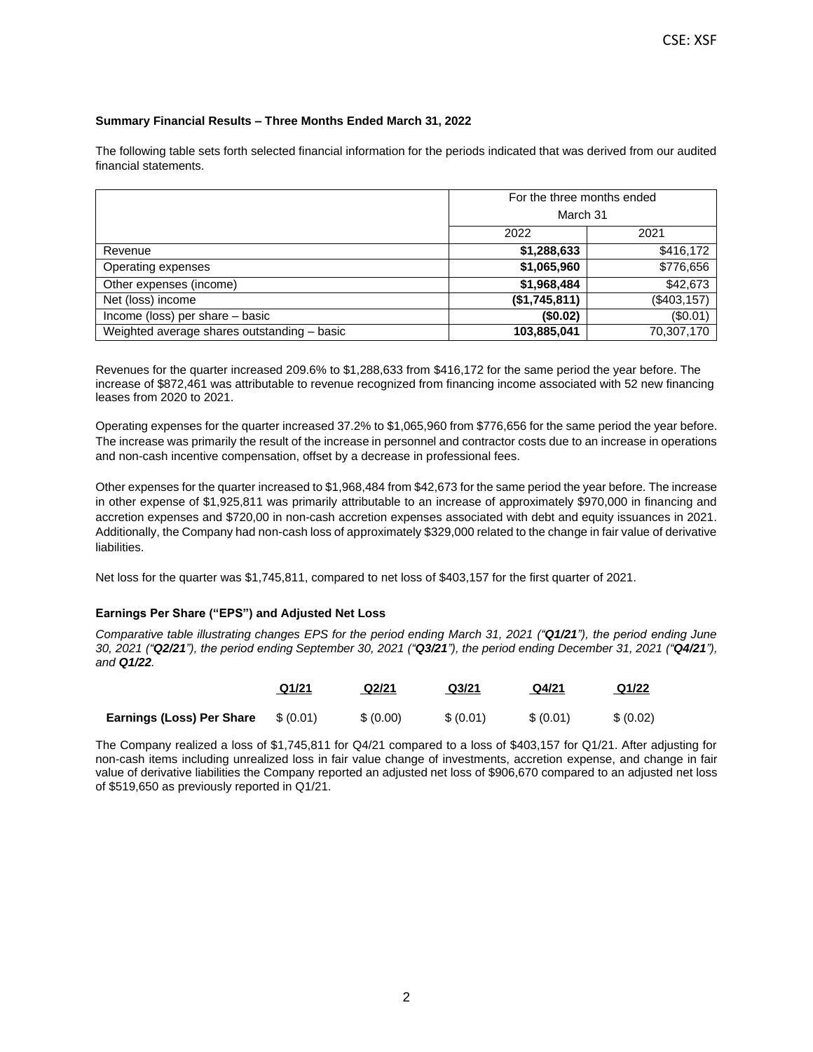**Summary Financial Results – Three Months Ended March 31, 2022**

The following table sets forth selected financial information for the periods indicated that was derived from our audited financial statements.

| | For the three months ended March 31 | |
|---|---|---|
| | 2022 | 2021 |
| Revenue | **$1,288,633** | $416,172 |
| Operating expenses | **$1,065,960** | $776,656 |
| Other expenses (income) | **$1,968,484** | $42,673 |
| Net (loss) income | **($1,745,811)** | ($403,157) |
| Income (loss) per share – basic | **($0.02)** | ($0.01) |
| Weighted average shares outstanding – basic | **103,885,041** | 70,307,170 |

Revenues for the quarter increased 209.6% to $1,288,633 from $416,172 for the same period the year before. The increase of $872,461 was attributable to revenue recognized from financing income associated with 52 new financing leases from 2020 to 2021.

Operating expenses for the quarter increased 37.2% to $1,065,960 from $776,656 for the same period the year before. The increase was primarily the result of the increase in personnel and contractor costs due to an increase in operations and non-cash incentive compensation, offset by a decrease in professional fees.

Other expenses for the quarter increased to $1,968,484 from $42,673 for the same period the year before. The increase in other expense of $1,925,811 was primarily attributable to an increase of approximately $970,000 in financing and accretion expenses and $720,00 in non-cash accretion expenses associated with debt and equity issuances in 2021. Additionally, the Company had non-cash loss of approximately $329,000 related to the change in fair value of derivative liabilities.

Net loss for the quarter was $1,745,811, compared to net loss of $403,157 for the first quarter of 2021.

**Earnings Per Share ("EPS") and Adjusted Net Loss**

*Comparative table illustrating changes EPS for the period ending March 31, 2021 ("**Q1/21**"), the period ending June 30, 2021 ("**Q2/21**"), the period ending September 30, 2021 ("**Q3/21**"), the period ending December 31, 2021 ("**Q4/21**"), and **Q1/22**.*

| | Q1/21 | Q2/21 | Q3/21 | Q4/21 | Q1/22 |
|---|---|---|---|---|---|
| **Earnings (Loss) Per Share** | $ (0.01) | $ (0.00) | $ (0.01) | $ (0.01) | $ (0.02) |

The Company realized a loss of $1,745,811 for Q4/21 compared to a loss of $403,157 for Q1/21. After adjusting for non-cash items including unrealized loss in fair value change of investments, accretion expense, and change in fair value of derivative liabilities the Company reported an adjusted net loss of $906,670 compared to an adjusted net loss of $519,650 as previously reported in Q1/21.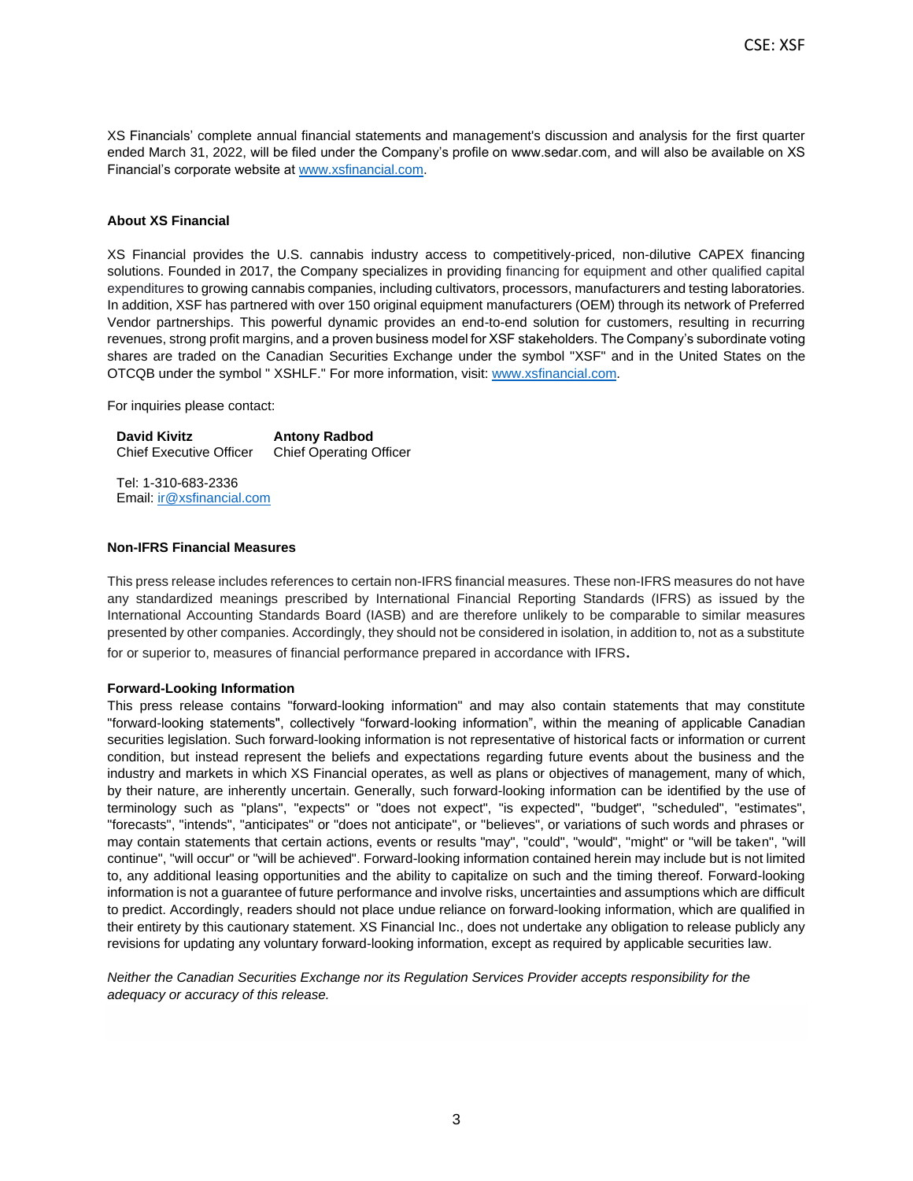XS Financials' complete annual financial statements and management's discussion and analysis for the first quarter ended March 31, 2022, will be filed under the Company's profile on www.sedar.com, and will also be available on XS Financial's corporate website at www.xsfinancial.com.

**About XS Financial**

XS Financial provides the U.S. cannabis industry access to competitively-priced, non-dilutive CAPEX financing solutions. Founded in 2017, the Company specializes in providing financing for equipment and other qualified capital expenditures to growing cannabis companies, including cultivators, processors, manufacturers and testing laboratories. In addition, XSF has partnered with over 150 original equipment manufacturers (OEM) through its network of Preferred Vendor partnerships. This powerful dynamic provides an end-to-end solution for customers, resulting in recurring revenues, strong profit margins, and a proven business model for XSF stakeholders. The Company's subordinate voting shares are traded on the Canadian Securities Exchange under the symbol "XSF" and in the United States on the OTCQB under the symbol " XSHLF." For more information, visit: www.xsfinancial.com.

For inquiries please contact:

**David Kivitz**
Chief Executive Officer

**Antony Radbod**
Chief Operating Officer

Tel: 1-310-683-2336
Email: ir@xsfinancial.com

**Non-IFRS Financial Measures**

This press release includes references to certain non-IFRS financial measures. These non-IFRS measures do not have any standardized meanings prescribed by International Financial Reporting Standards (IFRS) as issued by the International Accounting Standards Board (IASB) and are therefore unlikely to be comparable to similar measures presented by other companies. Accordingly, they should not be considered in isolation, in addition to, not as a substitute for or superior to, measures of financial performance prepared in accordance with IFRS.

**Forward-Looking Information**

This press release contains "forward-looking information" and may also contain statements that may constitute "forward-looking statements", collectively "forward-looking information", within the meaning of applicable Canadian securities legislation. Such forward-looking information is not representative of historical facts or information or current condition, but instead represent the beliefs and expectations regarding future events about the business and the industry and markets in which XS Financial operates, as well as plans or objectives of management, many of which, by their nature, are inherently uncertain. Generally, such forward-looking information can be identified by the use of terminology such as "plans", "expects" or "does not expect", "is expected", "budget", "scheduled", "estimates", "forecasts", "intends", "anticipates" or "does not anticipate", or "believes", or variations of such words and phrases or may contain statements that certain actions, events or results "may", "could", "would", "might" or "will be taken", "will continue", "will occur" or "will be achieved". Forward-looking information contained herein may include but is not limited to, any additional leasing opportunities and the ability to capitalize on such and the timing thereof. Forward-looking information is not a guarantee of future performance and involve risks, uncertainties and assumptions which are difficult to predict. Accordingly, readers should not place undue reliance on forward-looking information, which are qualified in their entirety by this cautionary statement. XS Financial Inc., does not undertake any obligation to release publicly any revisions for updating any voluntary forward-looking information, except as required by applicable securities law.

*Neither the Canadian Securities Exchange nor its Regulation Services Provider accepts responsibility for the adequacy or accuracy of this release.*